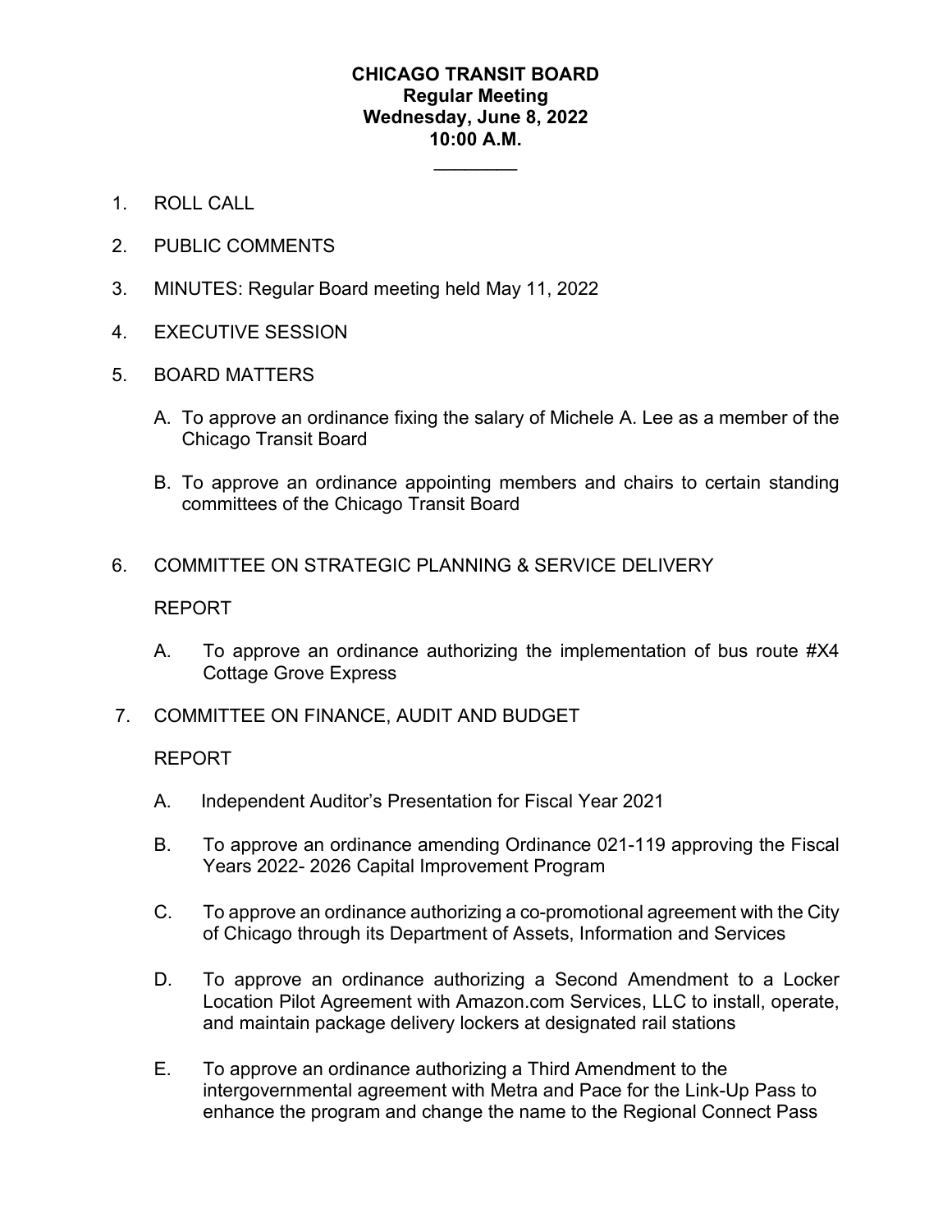# CHICAGO TRANSIT BOARD
## Regular Meeting
## Wednesday, June 8, 2022
## 10:00 A.M.

---

1. ROLL CALL

2. PUBLIC COMMENTS

3. MINUTES: Regular Board meeting held May 11, 2022

4. EXECUTIVE SESSION

5. BOARD MATTERS

   A. To approve an ordinance fixing the salary of Michele A. Lee as a member of the Chicago Transit Board

   B. To approve an ordinance appointing members and chairs to certain standing committees of the Chicago Transit Board

6. COMMITTEE ON STRATEGIC PLANNING & SERVICE DELIVERY

   REPORT

   A. To approve an ordinance authorizing the implementation of bus route #X4 Cottage Grove Express

7. COMMITTEE ON FINANCE, AUDIT AND BUDGET

   REPORT

   A. Independent Auditor's Presentation for Fiscal Year 2021

   B. To approve an ordinance amending Ordinance 021-119 approving the Fiscal Years 2022- 2026 Capital Improvement Program

   C. To approve an ordinance authorizing a co-promotional agreement with the City of Chicago through its Department of Assets, Information and Services

   D. To approve an ordinance authorizing a Second Amendment to a Locker Location Pilot Agreement with Amazon.com Services, LLC to install, operate, and maintain package delivery lockers at designated rail stations

   E. To approve an ordinance authorizing a Third Amendment to the intergovernmental agreement with Metra and Pace for the Link-Up Pass to enhance the program and change the name to the Regional Connect Pass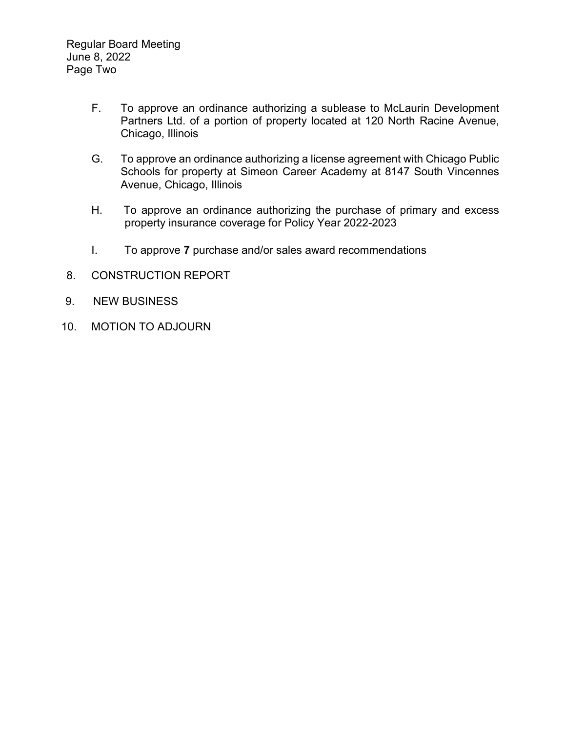F. To approve an ordinance authorizing a sublease to McLaurin Development Partners Ltd. of a portion of property located at 120 North Racine Avenue, Chicago, Illinois

G. To approve an ordinance authorizing a license agreement with Chicago Public Schools for property at Simeon Career Academy at 8147 South Vincennes Avenue, Chicago, Illinois

H. To approve an ordinance authorizing the purchase of primary and excess property insurance coverage for Policy Year 2022-2023

I. To approve **7** purchase and/or sales award recommendations

8. CONSTRUCTION REPORT

9. NEW BUSINESS

10. MOTION TO ADJOURN